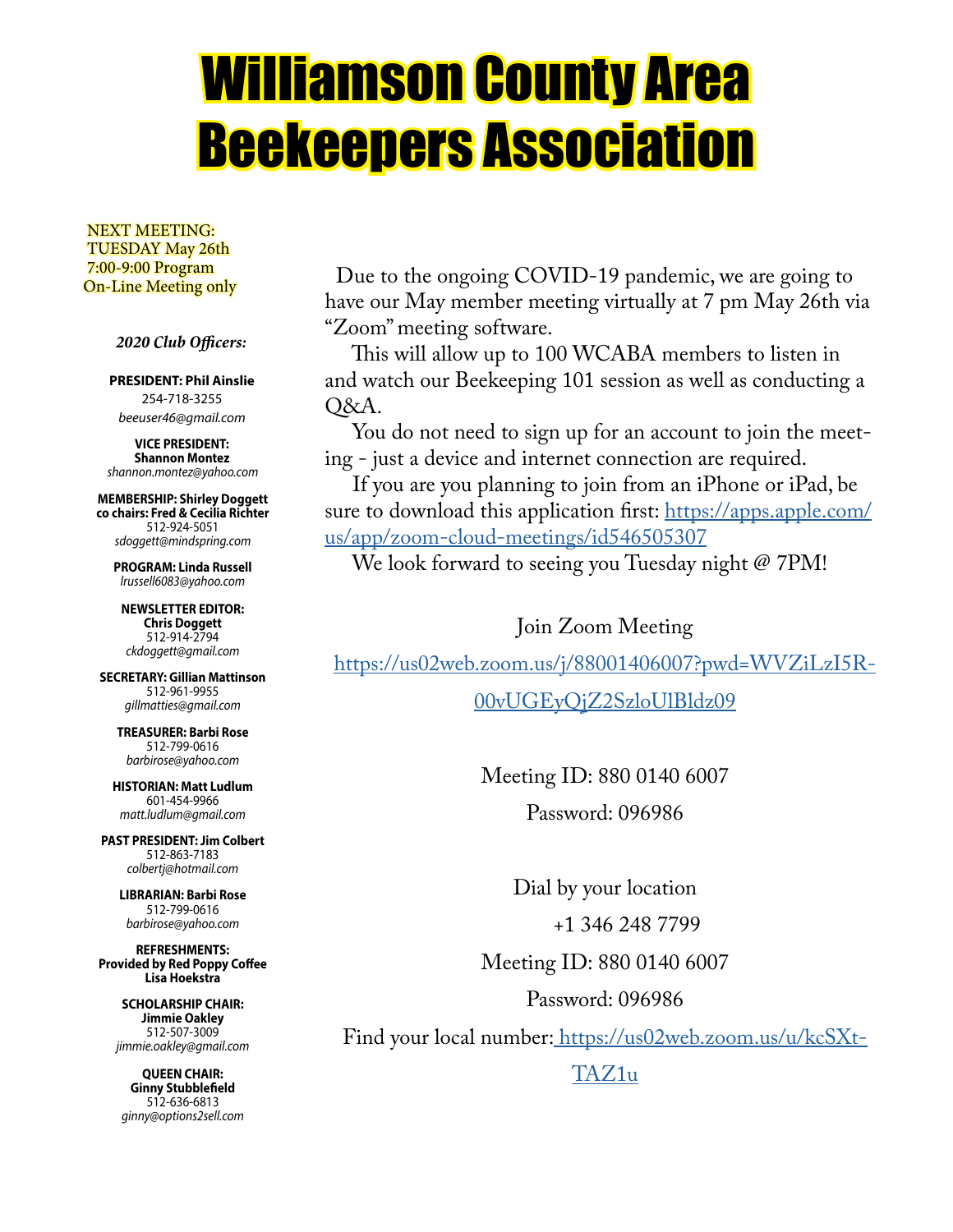# Williamson County Area Beekeepers Association

NEXT MEETING:
TUESDAY May 26th
7:00-9:00 Program
On-Line Meeting only

***2020 Club Officers:***

**PRESIDENT: Phil Ainslie**
254-718-3255
*beeuser46@gmail.com*

**VICE PRESIDENT: Shannon Montez**
*shannon.montez@yahoo.com*

**MEMBERSHIP: Shirley Doggett**
**co chairs: Fred & Cecilia Richter**
512-924-5051
*sdoggett@mindspring.com*

**PROGRAM: Linda Russell**
*lrussell6083@yahoo.com*

**NEWSLETTER EDITOR: Chris Doggett**
512-914-2794
*ckdoggett@gmail.com*

**SECRETARY: Gillian Mattinson**
512-961-9955
*gillmatties@gmail.com*

**TREASURER: Barbi Rose**
512-799-0616
*barbirose@yahoo.com*

**HISTORIAN: Matt Ludlum**
601-454-9966
*matt.ludlum@gmail.com*

**PAST PRESIDENT: Jim Colbert**
512-863-7183
*colbertj@hotmail.com*

**LIBRARIAN: Barbi Rose**
512-799-0616
*barbirose@yahoo.com*

**REFRESHMENTS: Provided by Red Poppy Coffee Lisa Hoekstra**

**SCHOLARSHIP CHAIR: Jimmie Oakley**
512-507-3009
*jimmie.oakley@gmail.com*

**QUEEN CHAIR: Ginny Stubblefield**
512-636-6813
*ginny@options2sell.com*

Due to the ongoing COVID-19 pandemic, we are going to have our May member meeting virtually at 7 pm May 26th via "Zoom" meeting software.

This will allow up to 100 WCABA members to listen in and watch our Beekeeping 101 session as well as conducting a Q&A.

You do not need to sign up for an account to join the meeting - just a device and internet connection are required.

If you are you planning to join from an iPhone or iPad, be sure to download this application first: https://apps.apple.com/us/app/zoom-cloud-meetings/id546505307

We look forward to seeing you Tuesday night @ 7PM!

Join Zoom Meeting

https://us02web.zoom.us/j/88001406007?pwd=WVZiLzI5R00vUGEyQjZ2SzloUlBldz09

Meeting ID: 880 0140 6007

Password: 096986

Dial by your location

+1 346 248 7799

Meeting ID: 880 0140 6007

Password: 096986

Find your local number: https://us02web.zoom.us/u/kcSXtTAZ1u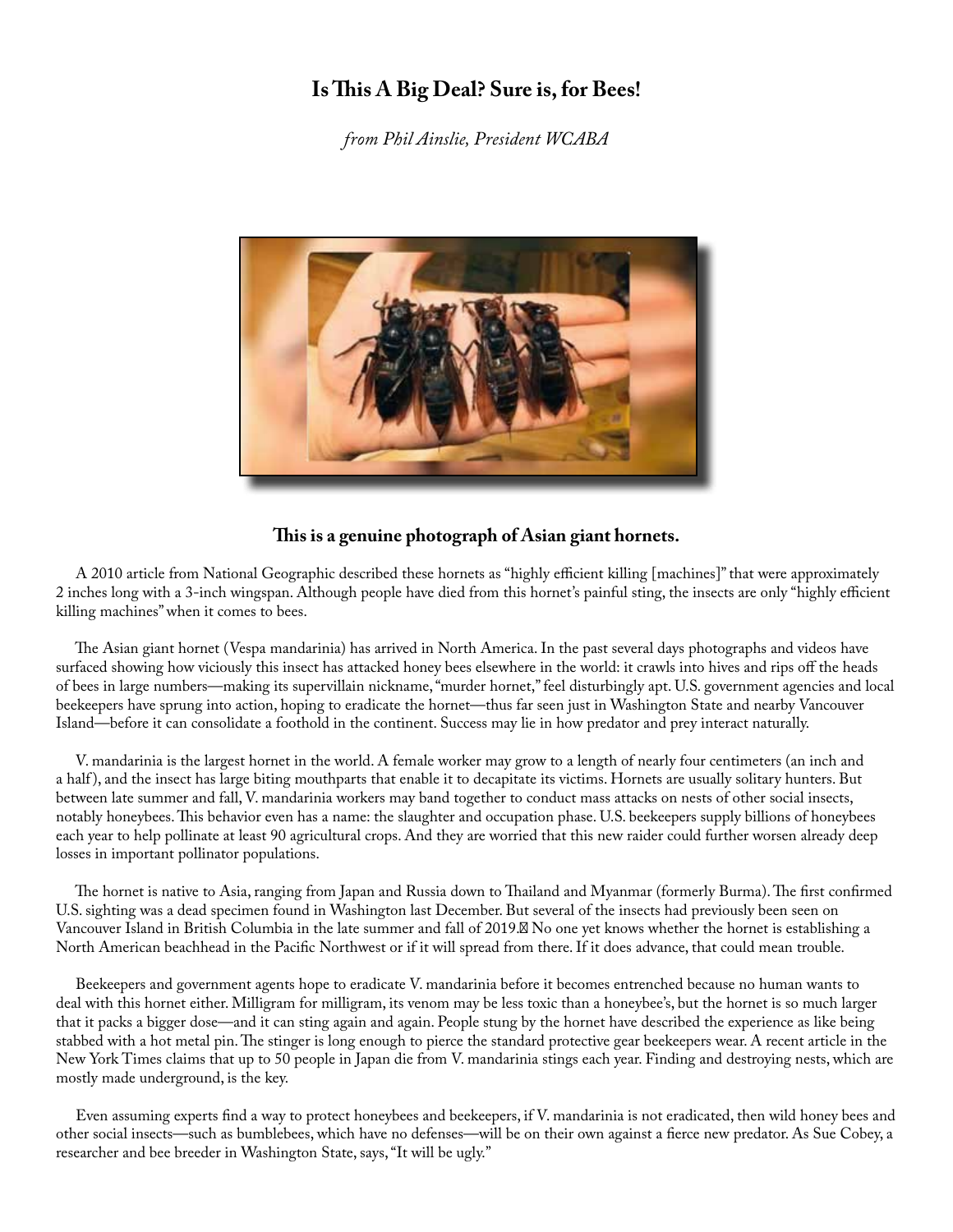## Is This A Big Deal? Sure is, for Bees!

*from Phil Ainslie, President WCABA*

**This is a genuine photograph of Asian giant hornets.**

A 2010 article from National Geographic described these hornets as "highly efficient killing [machines]" that were approximately 2 inches long with a 3-inch wingspan. Although people have died from this hornet's painful sting, the insects are only "highly efficient killing machines" when it comes to bees.

The Asian giant hornet (Vespa mandarinia) has arrived in North America. In the past several days photographs and videos have surfaced showing how viciously this insect has attacked honey bees elsewhere in the world: it crawls into hives and rips off the heads of bees in large numbers—making its supervillain nickname, "murder hornet," feel disturbingly apt. U.S. government agencies and local beekeepers have sprung into action, hoping to eradicate the hornet—thus far seen just in Washington State and nearby Vancouver Island—before it can consolidate a foothold in the continent. Success may lie in how predator and prey interact naturally.

V. mandarinia is the largest hornet in the world. A female worker may grow to a length of nearly four centimeters (an inch and a half), and the insect has large biting mouthparts that enable it to decapitate its victims. Hornets are usually solitary hunters. But between late summer and fall, V. mandarinia workers may band together to conduct mass attacks on nests of other social insects, notably honeybees. This behavior even has a name: the slaughter and occupation phase. U.S. beekeepers supply billions of honeybees each year to help pollinate at least 90 agricultural crops. And they are worried that this new raider could further worsen already deep losses in important pollinator populations.

The hornet is native to Asia, ranging from Japan and Russia down to Thailand and Myanmar (formerly Burma). The first confirmed U.S. sighting was a dead specimen found in Washington last December. But several of the insects had previously been seen on Vancouver Island in British Columbia in the late summer and fall of 2019. No one yet knows whether the hornet is establishing a North American beachhead in the Pacific Northwest or if it will spread from there. If it does advance, that could mean trouble.

Beekeepers and government agents hope to eradicate V. mandarinia before it becomes entrenched because no human wants to deal with this hornet either. Milligram for milligram, its venom may be less toxic than a honeybee's, but the hornet is so much larger that it packs a bigger dose—and it can sting again and again. People stung by the hornet have described the experience as like being stabbed with a hot metal pin. The stinger is long enough to pierce the standard protective gear beekeepers wear. A recent article in the New York Times claims that up to 50 people in Japan die from V. mandarinia stings each year. Finding and destroying nests, which are mostly made underground, is the key.

Even assuming experts find a way to protect honeybees and beekeepers, if V. mandarinia is not eradicated, then wild honey bees and other social insects—such as bumblebees, which have no defenses—will be on their own against a fierce new predator. As Sue Cobey, a researcher and bee breeder in Washington State, says, "It will be ugly."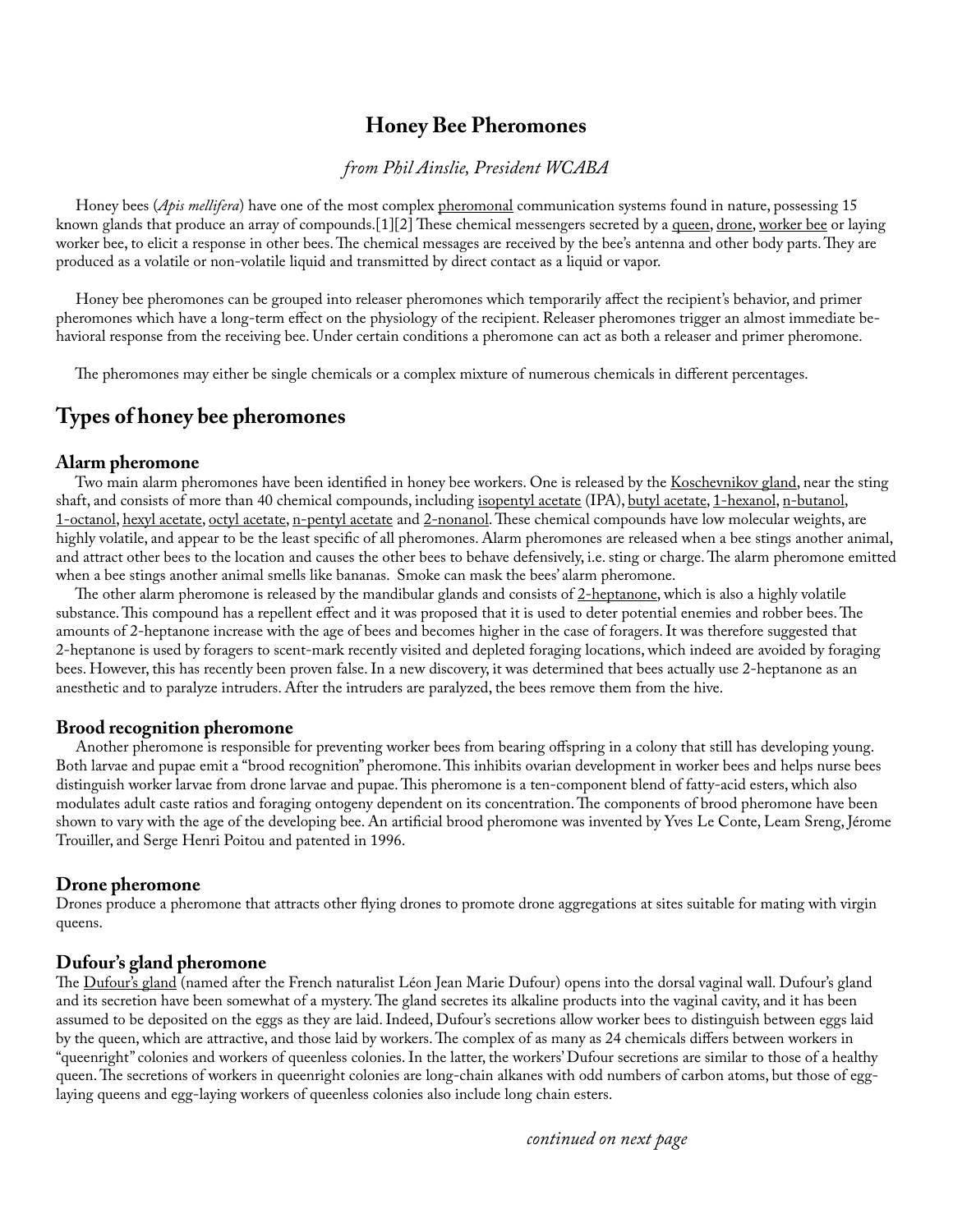# Honey Bee Pheromones

*from Phil Ainslie, President WCABA*

Honey bees (*Apis mellifera*) have one of the most complex pheromonal communication systems found in nature, possessing 15 known glands that produce an array of compounds.[1][2] These chemical messengers secreted by a queen, drone, worker bee or laying worker bee, to elicit a response in other bees. The chemical messages are received by the bee's antenna and other body parts. They are produced as a volatile or non-volatile liquid and transmitted by direct contact as a liquid or vapor.

Honey bee pheromones can be grouped into releaser pheromones which temporarily affect the recipient's behavior, and primer pheromones which have a long-term effect on the physiology of the recipient. Releaser pheromones trigger an almost immediate behavioral response from the receiving bee. Under certain conditions a pheromone can act as both a releaser and primer pheromone.

The pheromones may either be single chemicals or a complex mixture of numerous chemicals in different percentages.

## Types of honey bee pheromones

### Alarm pheromone

Two main alarm pheromones have been identified in honey bee workers. One is released by the Koschevnikov gland, near the sting shaft, and consists of more than 40 chemical compounds, including isopentyl acetate (IPA), butyl acetate, 1-hexanol, n-butanol, 1-octanol, hexyl acetate, octyl acetate, n-pentyl acetate and 2-nonanol. These chemical compounds have low molecular weights, are highly volatile, and appear to be the least specific of all pheromones. Alarm pheromones are released when a bee stings another animal, and attract other bees to the location and causes the other bees to behave defensively, i.e. sting or charge. The alarm pheromone emitted when a bee stings another animal smells like bananas. Smoke can mask the bees' alarm pheromone.

The other alarm pheromone is released by the mandibular glands and consists of 2-heptanone, which is also a highly volatile substance. This compound has a repellent effect and it was proposed that it is used to deter potential enemies and robber bees. The amounts of 2-heptanone increase with the age of bees and becomes higher in the case of foragers. It was therefore suggested that 2-heptanone is used by foragers to scent-mark recently visited and depleted foraging locations, which indeed are avoided by foraging bees. However, this has recently been proven false. In a new discovery, it was determined that bees actually use 2-heptanone as an anesthetic and to paralyze intruders. After the intruders are paralyzed, the bees remove them from the hive.

### Brood recognition pheromone

Another pheromone is responsible for preventing worker bees from bearing offspring in a colony that still has developing young. Both larvae and pupae emit a "brood recognition" pheromone. This inhibits ovarian development in worker bees and helps nurse bees distinguish worker larvae from drone larvae and pupae. This pheromone is a ten-component blend of fatty-acid esters, which also modulates adult caste ratios and foraging ontogeny dependent on its concentration. The components of brood pheromone have been shown to vary with the age of the developing bee. An artificial brood pheromone was invented by Yves Le Conte, Leam Sreng, Jérome Trouiller, and Serge Henri Poitou and patented in 1996.

### Drone pheromone

Drones produce a pheromone that attracts other flying drones to promote drone aggregations at sites suitable for mating with virgin queens.

### Dufour's gland pheromone

The Dufour's gland (named after the French naturalist Léon Jean Marie Dufour) opens into the dorsal vaginal wall. Dufour's gland and its secretion have been somewhat of a mystery. The gland secretes its alkaline products into the vaginal cavity, and it has been assumed to be deposited on the eggs as they are laid. Indeed, Dufour's secretions allow worker bees to distinguish between eggs laid by the queen, which are attractive, and those laid by workers. The complex of as many as 24 chemicals differs between workers in "queenright" colonies and workers of queenless colonies. In the latter, the workers' Dufour secretions are similar to those of a healthy queen. The secretions of workers in queenright colonies are long-chain alkanes with odd numbers of carbon atoms, but those of egg-laying queens and egg-laying workers of queenless colonies also include long chain esters.

*continued on next page*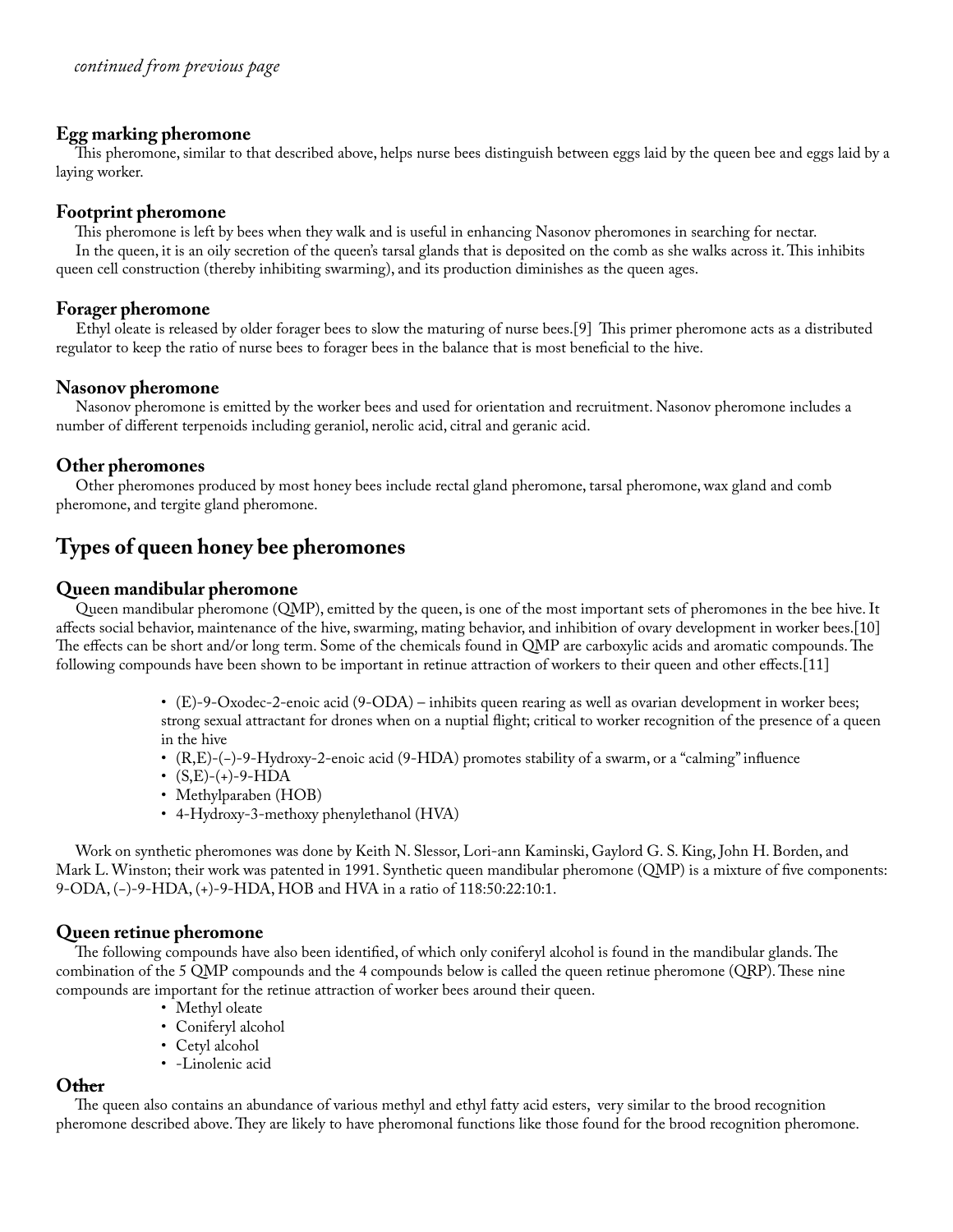*continued from previous page*

### Egg marking pheromone

This pheromone, similar to that described above, helps nurse bees distinguish between eggs laid by the queen bee and eggs laid by a laying worker.

### Footprint pheromone

This pheromone is left by bees when they walk and is useful in enhancing Nasonov pheromones in searching for nectar.

In the queen, it is an oily secretion of the queen's tarsal glands that is deposited on the comb as she walks across it. This inhibits queen cell construction (thereby inhibiting swarming), and its production diminishes as the queen ages.

### Forager pheromone

Ethyl oleate is released by older forager bees to slow the maturing of nurse bees.[9] This primer pheromone acts as a distributed regulator to keep the ratio of nurse bees to forager bees in the balance that is most beneficial to the hive.

### Nasonov pheromone

Nasonov pheromone is emitted by the worker bees and used for orientation and recruitment. Nasonov pheromone includes a number of different terpenoids including geraniol, nerolic acid, citral and geranic acid.

### Other pheromones

Other pheromones produced by most honey bees include rectal gland pheromone, tarsal pheromone, wax gland and comb pheromone, and tergite gland pheromone.

## Types of queen honey bee pheromones

### Queen mandibular pheromone

Queen mandibular pheromone (QMP), emitted by the queen, is one of the most important sets of pheromones in the bee hive. It affects social behavior, maintenance of the hive, swarming, mating behavior, and inhibition of ovary development in worker bees.[10] The effects can be short and/or long term. Some of the chemicals found in QMP are carboxylic acids and aromatic compounds. The following compounds have been shown to be important in retinue attraction of workers to their queen and other effects.[11]

- (E)-9-Oxodec-2-enoic acid (9-ODA) – inhibits queen rearing as well as ovarian development in worker bees; strong sexual attractant for drones when on a nuptial flight; critical to worker recognition of the presence of a queen in the hive
- (R,E)-(–)-9-Hydroxy-2-enoic acid (9-HDA) promotes stability of a swarm, or a "calming" influence
- (S,E)-(+)-9-HDA
- Methylparaben (HOB)
- 4-Hydroxy-3-methoxy phenylethanol (HVA)

Work on synthetic pheromones was done by Keith N. Slessor, Lori-ann Kaminski, Gaylord G. S. King, John H. Borden, and Mark L. Winston; their work was patented in 1991. Synthetic queen mandibular pheromone (QMP) is a mixture of five components: 9-ODA, (–)-9-HDA, (+)-9-HDA, HOB and HVA in a ratio of 118:50:22:10:1.

### Queen retinue pheromone

The following compounds have also been identified, of which only coniferyl alcohol is found in the mandibular glands. The combination of the 5 QMP compounds and the 4 compounds below is called the queen retinue pheromone (QRP). These nine compounds are important for the retinue attraction of worker bees around their queen.

- Methyl oleate
- Coniferyl alcohol
- Cetyl alcohol
- -Linolenic acid

### Other

The queen also contains an abundance of various methyl and ethyl fatty acid esters, very similar to the brood recognition pheromone described above. They are likely to have pheromonal functions like those found for the brood recognition pheromone.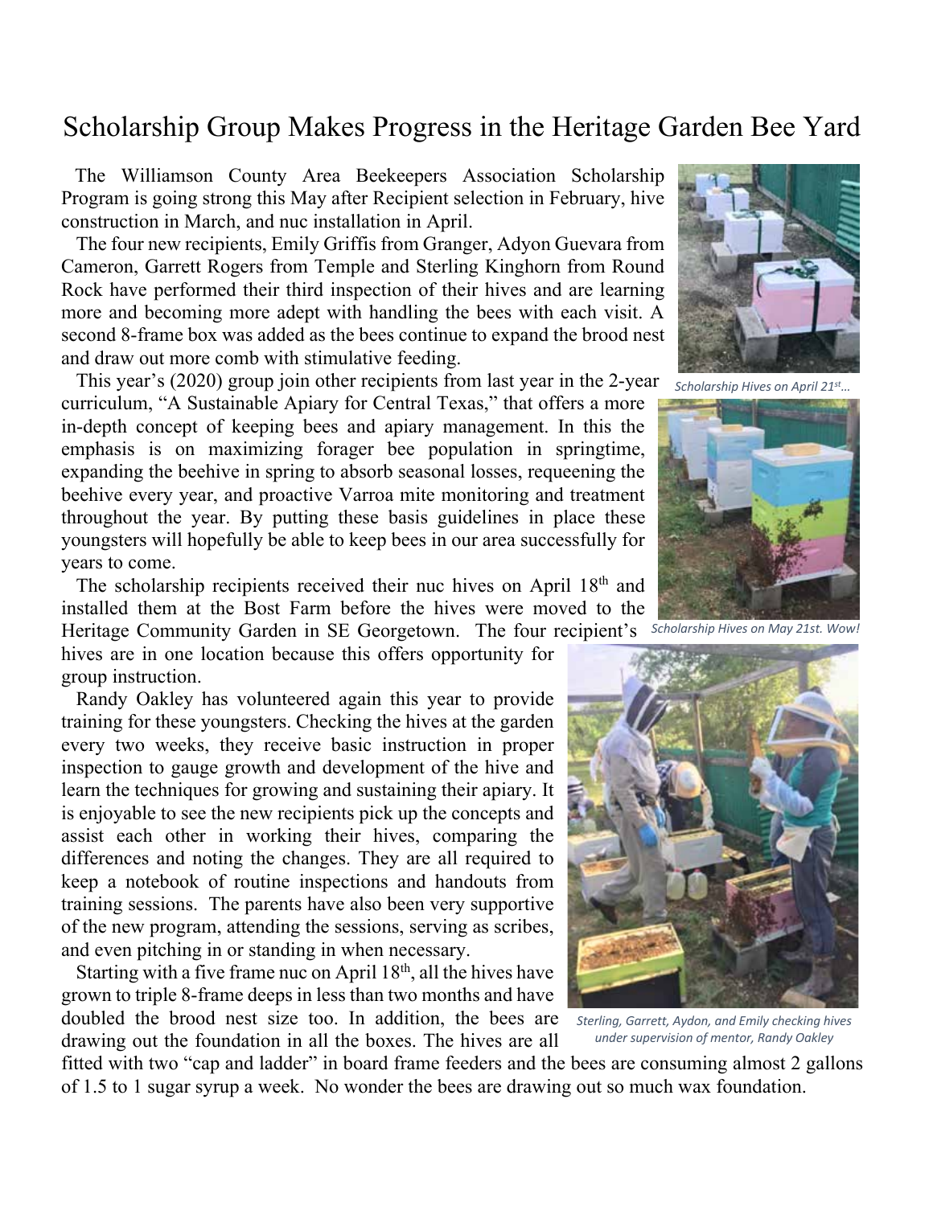# Scholarship Group Makes Progress in the Heritage Garden Bee Yard

The Williamson County Area Beekeepers Association Scholarship Program is going strong this May after Recipient selection in February, hive construction in March, and nuc installation in April.

The four new recipients, Emily Griffis from Granger, Adyon Guevara from Cameron, Garrett Rogers from Temple and Sterling Kinghorn from Round Rock have performed their third inspection of their hives and are learning more and becoming more adept with handling the bees with each visit. A second 8-frame box was added as the bees continue to expand the brood nest and draw out more comb with stimulative feeding.

This year's (2020) group join other recipients from last year in the 2-year curriculum, "A Sustainable Apiary for Central Texas," that offers a more in-depth concept of keeping bees and apiary management. In this the emphasis is on maximizing forager bee population in springtime, expanding the beehive in spring to absorb seasonal losses, requeening the beehive every year, and proactive Varroa mite monitoring and treatment throughout the year. By putting these basis guidelines in place these youngsters will hopefully be able to keep bees in our area successfully for years to come.

The scholarship recipients received their nuc hives on April 18th and installed them at the Bost Farm before the hives were moved to the Heritage Community Garden in SE Georgetown. The four recipient's hives are in one location because this offers opportunity for group instruction.

Randy Oakley has volunteered again this year to provide training for these youngsters. Checking the hives at the garden every two weeks, they receive basic instruction in proper inspection to gauge growth and development of the hive and learn the techniques for growing and sustaining their apiary. It is enjoyable to see the new recipients pick up the concepts and assist each other in working their hives, comparing the differences and noting the changes. They are all required to keep a notebook of routine inspections and handouts from training sessions. The parents have also been very supportive of the new program, attending the sessions, serving as scribes, and even pitching in or standing in when necessary.

Starting with a five frame nuc on April 18th, all the hives have grown to triple 8-frame deeps in less than two months and have doubled the brood nest size too. In addition, the bees are drawing out the foundation in all the boxes. The hives are all fitted with two "cap and ladder" in board frame feeders and the bees are consuming almost 2 gallons of 1.5 to 1 sugar syrup a week. No wonder the bees are drawing out so much wax foundation.

*Scholarship Hives on April 21st…*

*Scholarship Hives on May 21st. Wow!*

*Sterling, Garrett, Aydon, and Emily checking hives under supervision of mentor, Randy Oakley*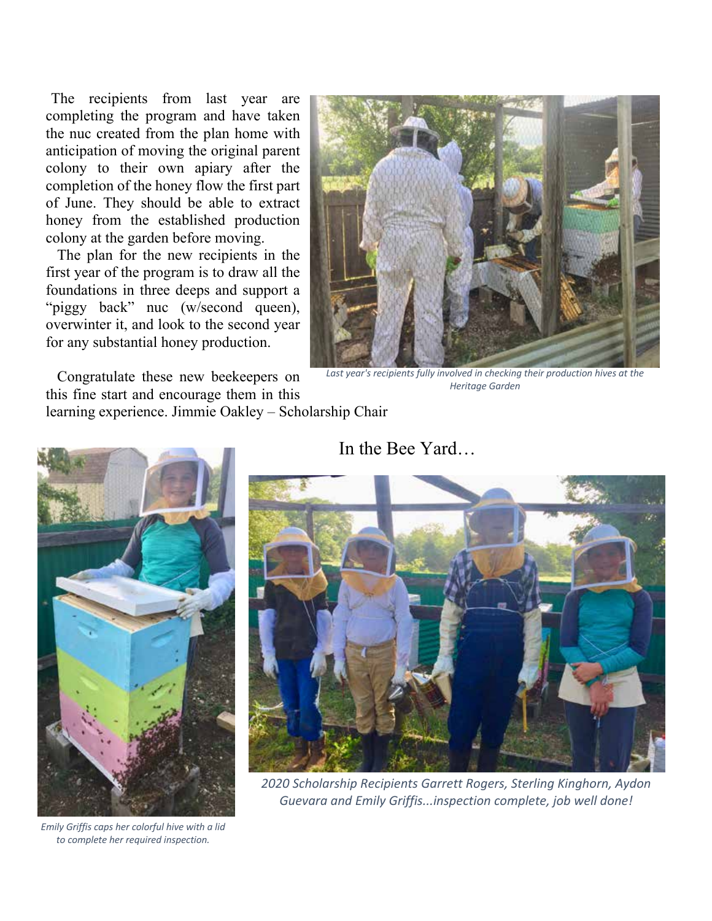The recipients from last year are completing the program and have taken the nuc created from the plan home with anticipation of moving the original parent colony to their own apiary after the completion of the honey flow the first part of June. They should be able to extract honey from the established production colony at the garden before moving.

The plan for the new recipients in the first year of the program is to draw all the foundations in three deeps and support a "piggy back" nuc (w/second queen), overwinter it, and look to the second year for any substantial honey production.

*Last year's recipients fully involved in checking their production hives at the Heritage Garden*

Congratulate these new beekeepers on this fine start and encourage them in this learning experience. Jimmie Oakley – Scholarship Chair

## In the Bee Yard…

*Emily Griffis caps her colorful hive with a lid to complete her required inspection.*

*2020 Scholarship Recipients Garrett Rogers, Sterling Kinghorn, Aydon Guevara and Emily Griffis...inspection complete, job well done!*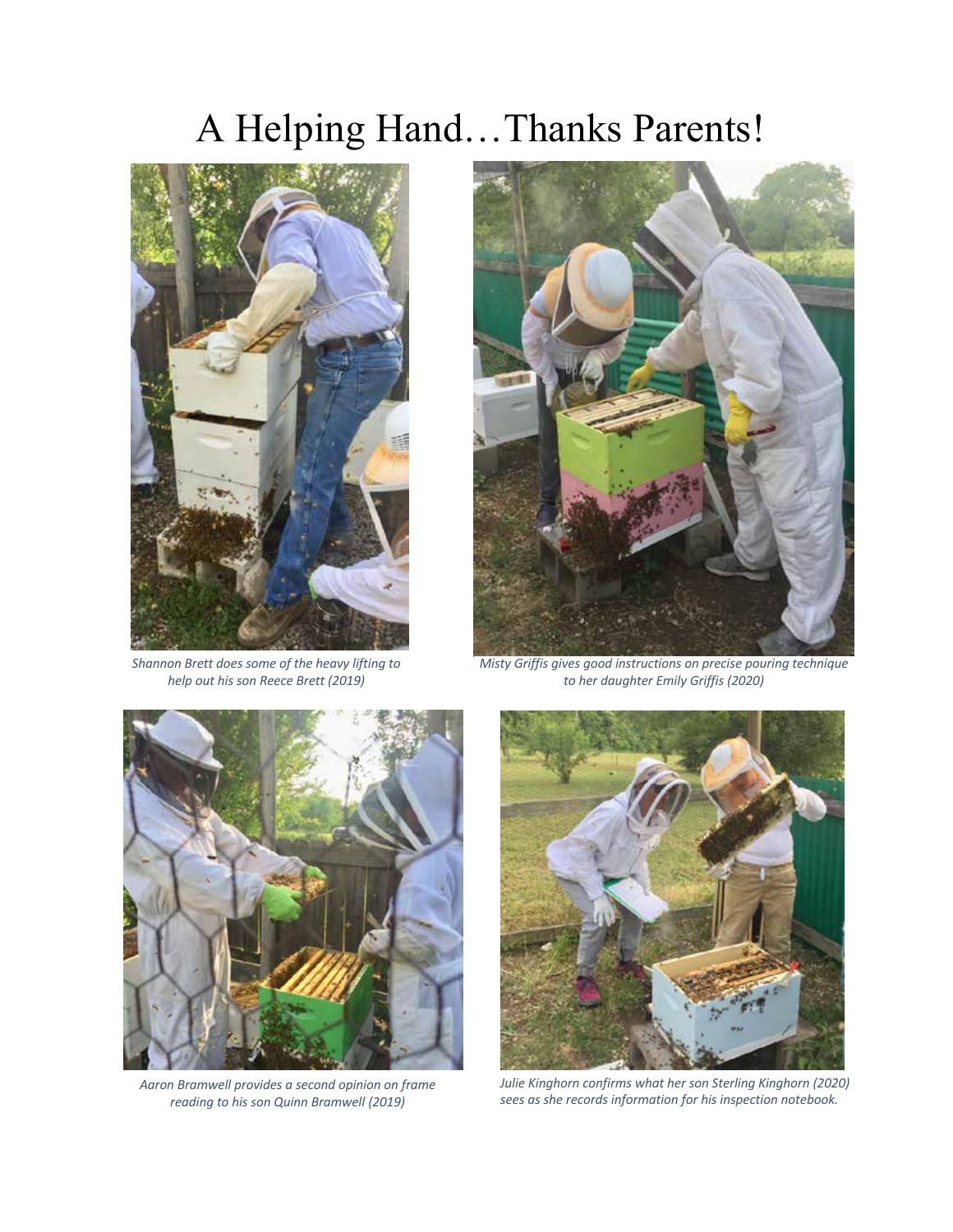# A Helping Hand…Thanks Parents!

*Shannon Brett does some of the heavy lifting to help out his son Reece Brett (2019)*

*Misty Griffis gives good instructions on precise pouring technique to her daughter Emily Griffis (2020)*

*Aaron Bramwell provides a second opinion on frame reading to his son Quinn Bramwell (2019)*

*Julie Kinghorn confirms what her son Sterling Kinghorn (2020) sees as she records information for his inspection notebook.*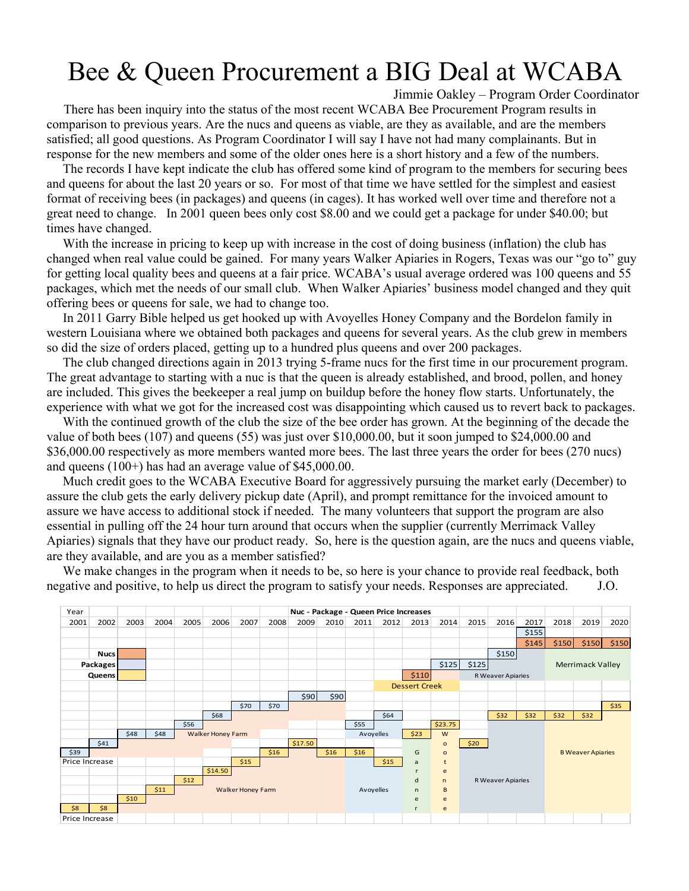# Bee & Queen Procurement a BIG Deal at WCABA

Jimmie Oakley – Program Order Coordinator

There has been inquiry into the status of the most recent WCABA Bee Procurement Program results in comparison to previous years. Are the nucs and queens as viable, are they as available, and are the members satisfied; all good questions. As Program Coordinator I will say I have not had many complainants. But in response for the new members and some of the older ones here is a short history and a few of the numbers.

The records I have kept indicate the club has offered some kind of program to the members for securing bees and queens for about the last 20 years or so. For most of that time we have settled for the simplest and easiest format of receiving bees (in packages) and queens (in cages). It has worked well over time and therefore not a great need to change. In 2001 queen bees only cost $8.00 and we could get a package for under $40.00; but times have changed.

With the increase in pricing to keep up with increase in the cost of doing business (inflation) the club has changed when real value could be gained. For many years Walker Apiaries in Rogers, Texas was our "go to" guy for getting local quality bees and queens at a fair price. WCABA's usual average ordered was 100 queens and 55 packages, which met the needs of our small club. When Walker Apiaries' business model changed and they quit offering bees or queens for sale, we had to change too.

In 2011 Garry Bible helped us get hooked up with Avoyelles Honey Company and the Bordelon family in western Louisiana where we obtained both packages and queens for several years. As the club grew in members so did the size of orders placed, getting up to a hundred plus queens and over 200 packages.

The club changed directions again in 2013 trying 5-frame nucs for the first time in our procurement program. The great advantage to starting with a nuc is that the queen is already established, and brood, pollen, and honey are included. This gives the beekeeper a real jump on buildup before the honey flow starts. Unfortunately, the experience with what we got for the increased cost was disappointing which caused us to revert back to packages.

With the continued growth of the club the size of the bee order has grown. At the beginning of the decade the value of both bees (107) and queens (55) was just over $10,000.00, but it soon jumped to $24,000.00 and $36,000.00 respectively as more members wanted more bees. The last three years the order for bees (270 nucs) and queens (100+) has had an average value of $45,000.00.

Much credit goes to the WCABA Executive Board for aggressively pursuing the market early (December) to assure the club gets the early delivery pickup date (April), and prompt remittance for the invoiced amount to assure we have access to additional stock if needed. The many volunteers that support the program are also essential in pulling off the 24 hour turn around that occurs when the supplier (currently Merrimack Valley Apiaries) signals that they have our product ready. So, here is the question again, are the nucs and queens viable, are they available, and are you as a member satisfied?

We make changes in the program when it needs to be, so here is your chance to provide real feedback, both negative and positive, to help us direct the program to satisfy your needs. Responses are appreciated. J.O.

**Nuc - Package - Queen Price Increases**

| Year | 2001 | 2002 | 2003 | 2004 | 2005 | 2006 | 2007 | 2008 | 2009 | 2010 | 2011 | 2012 | 2013 | 2014 | 2015 | 2016 | 2017 | 2018 | 2019 | 2020 |
|---|---|---|---|---|---|---|---|---|---|---|---|---|---|---|---|---|---|---|---|---|
| Nucs | | | | | | | | | | | | | $110 | | | $150 | $155 / $145 | $150 | $150 | $150 |
| Packages | $39 | $41 | $48 | $48 | $56 | $68 | $70 | $70 | $90 | $90 | $55 | $64 | | $125 | $125 | | | | | |
| Queens | $8 | $8 | $10 | $11 | $12 | $14.50 | $15 | $16 | $17.50 | $16 | $16 | $15 | $23 | $23.75 | $20 | $32 | $32 | $32 | $32 | $35 |
| Supplier (packages/nucs) | | | Walker Honey Farm | | | | | | | | Avoyelles | | Dessert Creek | Dessert Creek / Avoyelles | R Weaver Apiaries | R Weaver Apiaries | | Merrimack Valley | | |
| Supplier (queens) | | | Walker Honey Farm | | | | | | | | Avoyelles | | Gardner | Wooten Bee | R Weaver Apiaries | | | B Weaver Apiaries | | |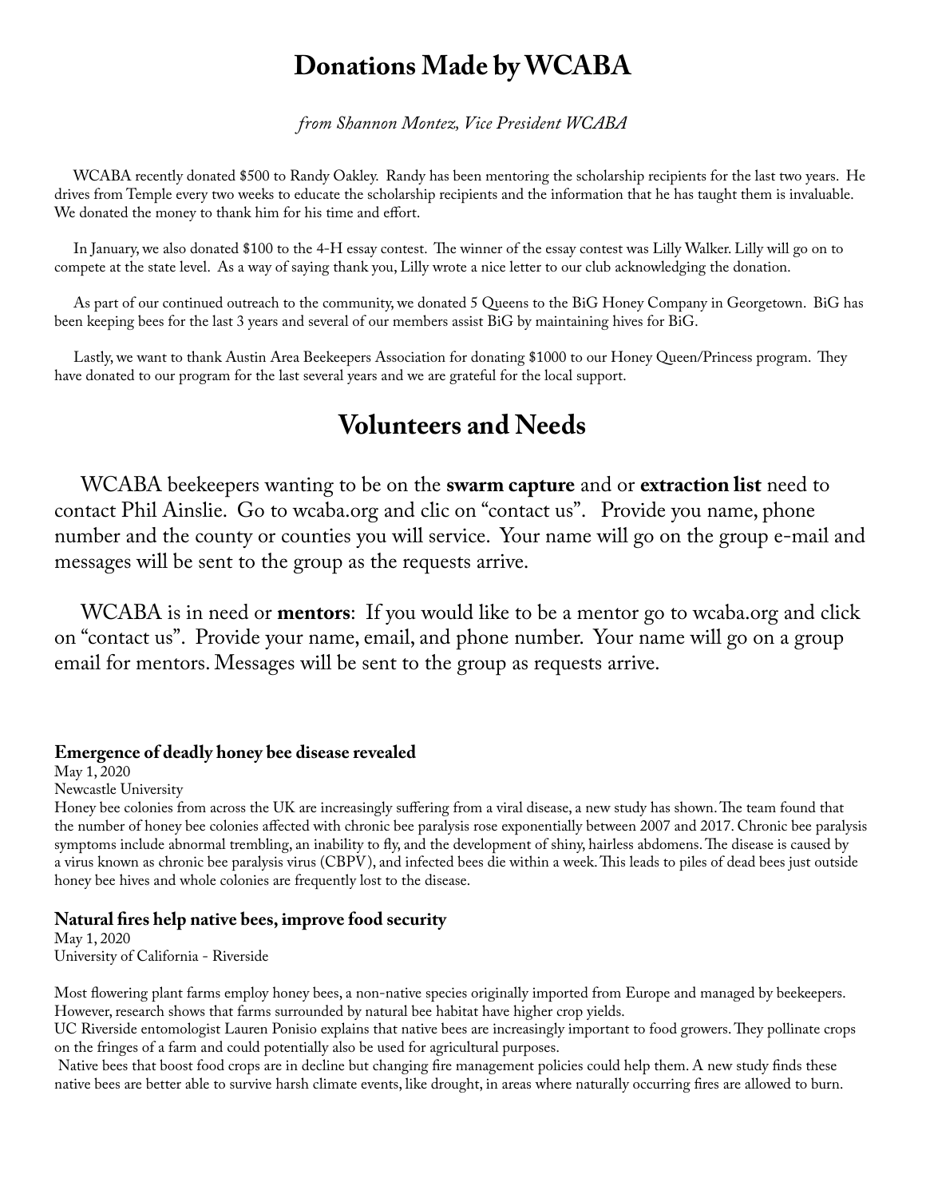# Donations Made by WCABA

*from Shannon Montez, Vice President WCABA*

WCABA recently donated $500 to Randy Oakley. Randy has been mentoring the scholarship recipients for the last two years. He drives from Temple every two weeks to educate the scholarship recipients and the information that he has taught them is invaluable. We donated the money to thank him for his time and effort.

In January, we also donated $100 to the 4-H essay contest. The winner of the essay contest was Lilly Walker. Lilly will go on to compete at the state level. As a way of saying thank you, Lilly wrote a nice letter to our club acknowledging the donation.

As part of our continued outreach to the community, we donated 5 Queens to the BiG Honey Company in Georgetown. BiG has been keeping bees for the last 3 years and several of our members assist BiG by maintaining hives for BiG.

Lastly, we want to thank Austin Area Beekeepers Association for donating $1000 to our Honey Queen/Princess program. They have donated to our program for the last several years and we are grateful for the local support.

# Volunteers and Needs

WCABA beekeepers wanting to be on the **swarm capture** and or **extraction list** need to contact Phil Ainslie. Go to wcaba.org and clic on "contact us". Provide you name, phone number and the county or counties you will service. Your name will go on the group e-mail and messages will be sent to the group as the requests arrive.

WCABA is in need or **mentors**: If you would like to be a mentor go to wcaba.org and click on "contact us". Provide your name, email, and phone number. Your name will go on a group email for mentors. Messages will be sent to the group as requests arrive.

**Emergence of deadly honey bee disease revealed**
May 1, 2020
Newcastle University
Honey bee colonies from across the UK are increasingly suffering from a viral disease, a new study has shown. The team found that the number of honey bee colonies affected with chronic bee paralysis rose exponentially between 2007 and 2017. Chronic bee paralysis symptoms include abnormal trembling, an inability to fly, and the development of shiny, hairless abdomens. The disease is caused by a virus known as chronic bee paralysis virus (CBPV), and infected bees die within a week. This leads to piles of dead bees just outside honey bee hives and whole colonies are frequently lost to the disease.

**Natural fires help native bees, improve food security**
May 1, 2020
University of California - Riverside

Most flowering plant farms employ honey bees, a non-native species originally imported from Europe and managed by beekeepers. However, research shows that farms surrounded by natural bee habitat have higher crop yields.
UC Riverside entomologist Lauren Ponisio explains that native bees are increasingly important to food growers. They pollinate crops on the fringes of a farm and could potentially also be used for agricultural purposes.
Native bees that boost food crops are in decline but changing fire management policies could help them. A new study finds these native bees are better able to survive harsh climate events, like drought, in areas where naturally occurring fires are allowed to burn.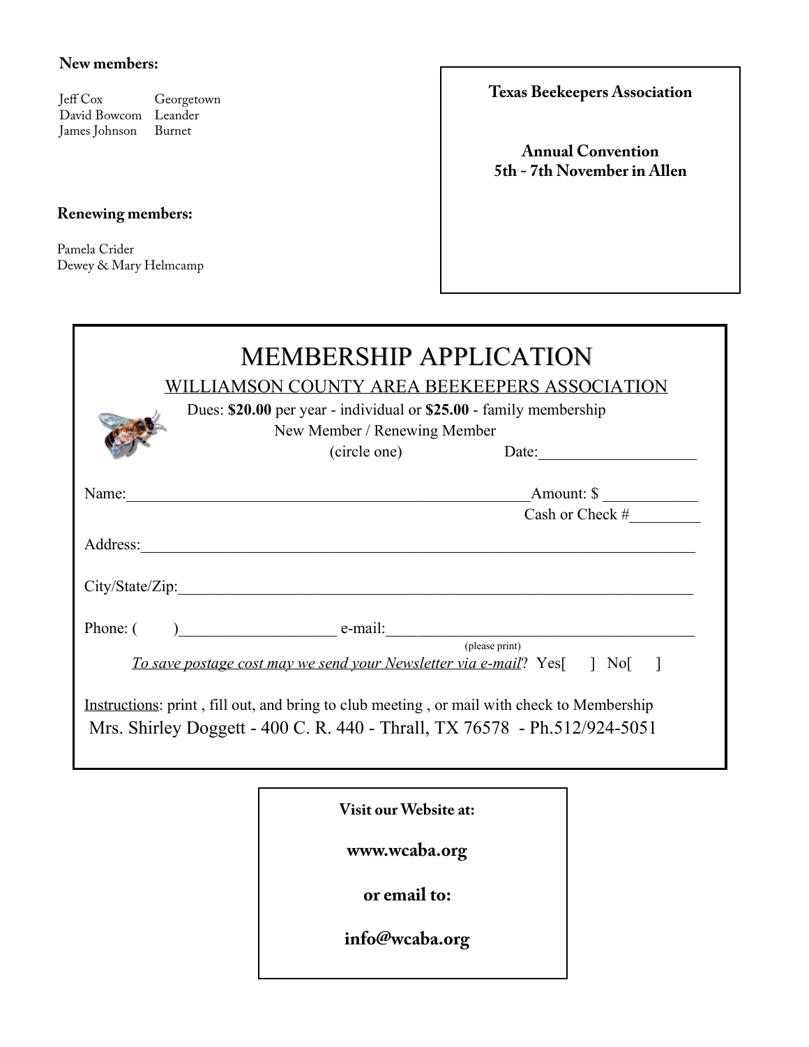**New members:**

| | |
|---|---|
| Jeff Cox | Georgetown |
| David Bowcom | Leander |
| James Johnson | Burnet |

**Renewing members:**

Pamela Crider
Dewey & Mary Helmcamp

**Texas Beekeepers Association**

**Annual Convention**
**5th - 7th November in Allen**

# MEMBERSHIP APPLICATION

WILLIAMSON COUNTY AREA BEEKEEPERS ASSOCIATION

Dues: **$20.00** per year - individual or **$25.00** - family membership

New Member / Renewing Member
(circle one) Date:____________________

Name:__________________________________________________Amount: $ ___________
Cash or Check #_________

Address:_________________________________________________________________________

City/State/Zip:____________________________________________________________________

Phone: (      )___________________ e-mail:_______________________________________
(please print)

*To save postage cost may we send your Newsletter via e-mail*? Yes[    ] No[    ]

Instructions: print , fill out, and bring to club meeting , or mail with check to Membership
Mrs. Shirley Doggett - 400 C. R. 440 - Thrall, TX 76578 - Ph.512/924-5051

**Visit our Website at:**

**www.wcaba.org**

**or email to:**

**info@wcaba.org**